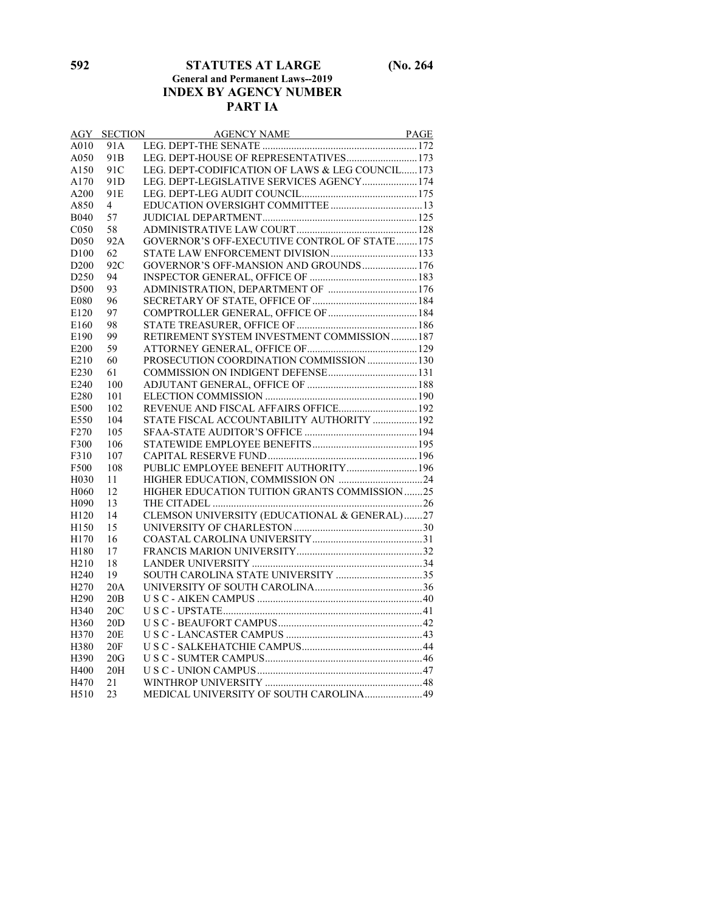## STATUTES AT LARGE (No. 264

### General and Permanent Laws--2019

## INDEX BY AGENCY NUMBER

## PART IA

| AGY | SECTION | AGENCY NAME | PAGE |
|---|---|---|---|
| A010 | 91A | LEG. DEPT-THE SENATE | 172 |
| A050 | 91B | LEG. DEPT-HOUSE OF REPRESENTATIVES | 173 |
| A150 | 91C | LEG. DEPT-CODIFICATION OF LAWS & LEG COUNCIL | 173 |
| A170 | 91D | LEG. DEPT-LEGISLATIVE SERVICES AGENCY | 174 |
| A200 | 91E | LEG. DEPT-LEG AUDIT COUNCIL | 175 |
| A850 | 4 | EDUCATION OVERSIGHT COMMITTEE | 13 |
| B040 | 57 | JUDICIAL DEPARTMENT | 125 |
| C050 | 58 | ADMINISTRATIVE LAW COURT | 128 |
| D050 | 92A | GOVERNOR'S OFF-EXECUTIVE CONTROL OF STATE | 175 |
| D100 | 62 | STATE LAW ENFORCEMENT DIVISION | 133 |
| D200 | 92C | GOVERNOR'S OFF-MANSION AND GROUNDS | 176 |
| D250 | 94 | INSPECTOR GENERAL, OFFICE OF | 183 |
| D500 | 93 | ADMINISTRATION, DEPARTMENT OF | 176 |
| E080 | 96 | SECRETARY OF STATE, OFFICE OF | 184 |
| E120 | 97 | COMPTROLLER GENERAL, OFFICE OF | 184 |
| E160 | 98 | STATE TREASURER, OFFICE OF | 186 |
| E190 | 99 | RETIREMENT SYSTEM INVESTMENT COMMISSION | 187 |
| E200 | 59 | ATTORNEY GENERAL, OFFICE OF | 129 |
| E210 | 60 | PROSECUTION COORDINATION COMMISSION | 130 |
| E230 | 61 | COMMISSION ON INDIGENT DEFENSE | 131 |
| E240 | 100 | ADJUTANT GENERAL, OFFICE OF | 188 |
| E280 | 101 | ELECTION COMMISSION | 190 |
| E500 | 102 | REVENUE AND FISCAL AFFAIRS OFFICE | 192 |
| E550 | 104 | STATE FISCAL ACCOUNTABILITY AUTHORITY | 192 |
| F270 | 105 | SFAA-STATE AUDITOR'S OFFICE | 194 |
| F300 | 106 | STATEWIDE EMPLOYEE BENEFITS | 195 |
| F310 | 107 | CAPITAL RESERVE FUND | 196 |
| F500 | 108 | PUBLIC EMPLOYEE BENEFIT AUTHORITY | 196 |
| H030 | 11 | HIGHER EDUCATION, COMMISSION ON | 24 |
| H060 | 12 | HIGHER EDUCATION TUITION GRANTS COMMISSION | 25 |
| H090 | 13 | THE CITADEL | 26 |
| H120 | 14 | CLEMSON UNIVERSITY (EDUCATIONAL & GENERAL) | 27 |
| H150 | 15 | UNIVERSITY OF CHARLESTON | 30 |
| H170 | 16 | COASTAL CAROLINA UNIVERSITY | 31 |
| H180 | 17 | FRANCIS MARION UNIVERSITY | 32 |
| H210 | 18 | LANDER UNIVERSITY | 34 |
| H240 | 19 | SOUTH CAROLINA STATE UNIVERSITY | 35 |
| H270 | 20A | UNIVERSITY OF SOUTH CAROLINA | 36 |
| H290 | 20B | U S C - AIKEN CAMPUS | 40 |
| H340 | 20C | U S C - UPSTATE | 41 |
| H360 | 20D | U S C - BEAUFORT CAMPUS | 42 |
| H370 | 20E | U S C - LANCASTER CAMPUS | 43 |
| H380 | 20F | U S C - SALKEHATCHIE CAMPUS | 44 |
| H390 | 20G | U S C - SUMTER CAMPUS | 46 |
| H400 | 20H | U S C - UNION CAMPUS | 47 |
| H470 | 21 | WINTHROP UNIVERSITY | 48 |
| H510 | 23 | MEDICAL UNIVERSITY OF SOUTH CAROLINA | 49 |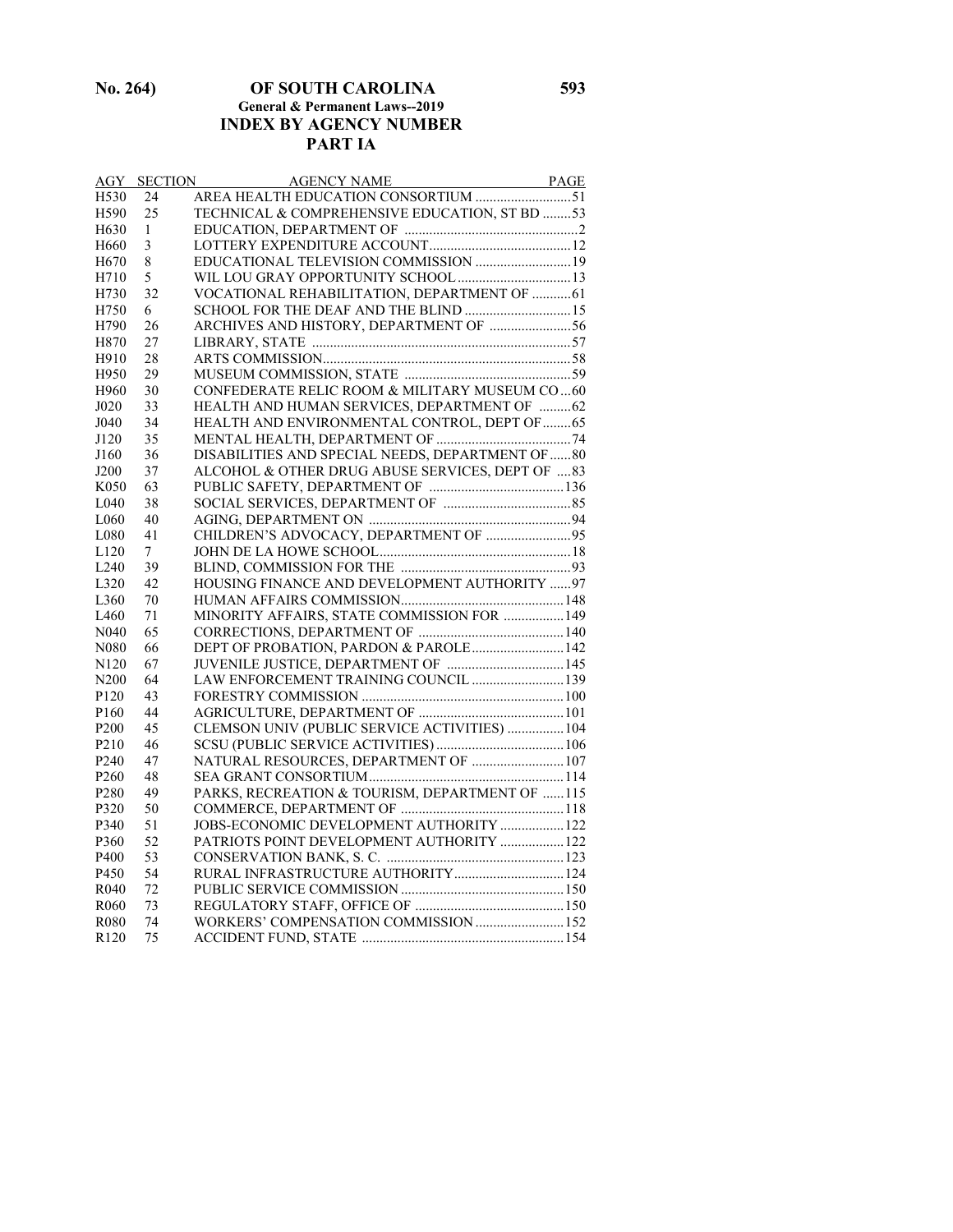# OF SOUTH CAROLINA

**General & Permanent Laws--2019**

## INDEX BY AGENCY NUMBER

## PART IA

| AGY | SECTION | AGENCY NAME | PAGE |
|---|---|---|---|
| H530 | 24 | AREA HEALTH EDUCATION CONSORTIUM | 51 |
| H590 | 25 | TECHNICAL & COMPREHENSIVE EDUCATION, ST BD | 53 |
| H630 | 1 | EDUCATION, DEPARTMENT OF | 2 |
| H660 | 3 | LOTTERY EXPENDITURE ACCOUNT | 12 |
| H670 | 8 | EDUCATIONAL TELEVISION COMMISSION | 19 |
| H710 | 5 | WIL LOU GRAY OPPORTUNITY SCHOOL | 13 |
| H730 | 32 | VOCATIONAL REHABILITATION, DEPARTMENT OF | 61 |
| H750 | 6 | SCHOOL FOR THE DEAF AND THE BLIND | 15 |
| H790 | 26 | ARCHIVES AND HISTORY, DEPARTMENT OF | 56 |
| H870 | 27 | LIBRARY, STATE | 57 |
| H910 | 28 | ARTS COMMISSION | 58 |
| H950 | 29 | MUSEUM COMMISSION, STATE | 59 |
| H960 | 30 | CONFEDERATE RELIC ROOM & MILITARY MUSEUM CO | 60 |
| J020 | 33 | HEALTH AND HUMAN SERVICES, DEPARTMENT OF | 62 |
| J040 | 34 | HEALTH AND ENVIRONMENTAL CONTROL, DEPT OF | 65 |
| J120 | 35 | MENTAL HEALTH, DEPARTMENT OF | 74 |
| J160 | 36 | DISABILITIES AND SPECIAL NEEDS, DEPARTMENT OF | 80 |
| J200 | 37 | ALCOHOL & OTHER DRUG ABUSE SERVICES, DEPT OF | 83 |
| K050 | 63 | PUBLIC SAFETY, DEPARTMENT OF | 136 |
| L040 | 38 | SOCIAL SERVICES, DEPARTMENT OF | 85 |
| L060 | 40 | AGING, DEPARTMENT ON | 94 |
| L080 | 41 | CHILDREN'S ADVOCACY, DEPARTMENT OF | 95 |
| L120 | 7 | JOHN DE LA HOWE SCHOOL | 18 |
| L240 | 39 | BLIND, COMMISSION FOR THE | 93 |
| L320 | 42 | HOUSING FINANCE AND DEVELOPMENT AUTHORITY | 97 |
| L360 | 70 | HUMAN AFFAIRS COMMISSION | 148 |
| L460 | 71 | MINORITY AFFAIRS, STATE COMMISSION FOR | 149 |
| N040 | 65 | CORRECTIONS, DEPARTMENT OF | 140 |
| N080 | 66 | DEPT OF PROBATION, PARDON & PAROLE | 142 |
| N120 | 67 | JUVENILE JUSTICE, DEPARTMENT OF | 145 |
| N200 | 64 | LAW ENFORCEMENT TRAINING COUNCIL | 139 |
| P120 | 43 | FORESTRY COMMISSION | 100 |
| P160 | 44 | AGRICULTURE, DEPARTMENT OF | 101 |
| P200 | 45 | CLEMSON UNIV (PUBLIC SERVICE ACTIVITIES) | 104 |
| P210 | 46 | SCSU (PUBLIC SERVICE ACTIVITIES) | 106 |
| P240 | 47 | NATURAL RESOURCES, DEPARTMENT OF | 107 |
| P260 | 48 | SEA GRANT CONSORTIUM | 114 |
| P280 | 49 | PARKS, RECREATION & TOURISM, DEPARTMENT OF | 115 |
| P320 | 50 | COMMERCE, DEPARTMENT OF | 118 |
| P340 | 51 | JOBS-ECONOMIC DEVELOPMENT AUTHORITY | 122 |
| P360 | 52 | PATRIOTS POINT DEVELOPMENT AUTHORITY | 122 |
| P400 | 53 | CONSERVATION BANK, S. C. | 123 |
| P450 | 54 | RURAL INFRASTRUCTURE AUTHORITY | 124 |
| R040 | 72 | PUBLIC SERVICE COMMISSION | 150 |
| R060 | 73 | REGULATORY STAFF, OFFICE OF | 150 |
| R080 | 74 | WORKERS' COMPENSATION COMMISSION | 152 |
| R120 | 75 | ACCIDENT FUND, STATE | 154 |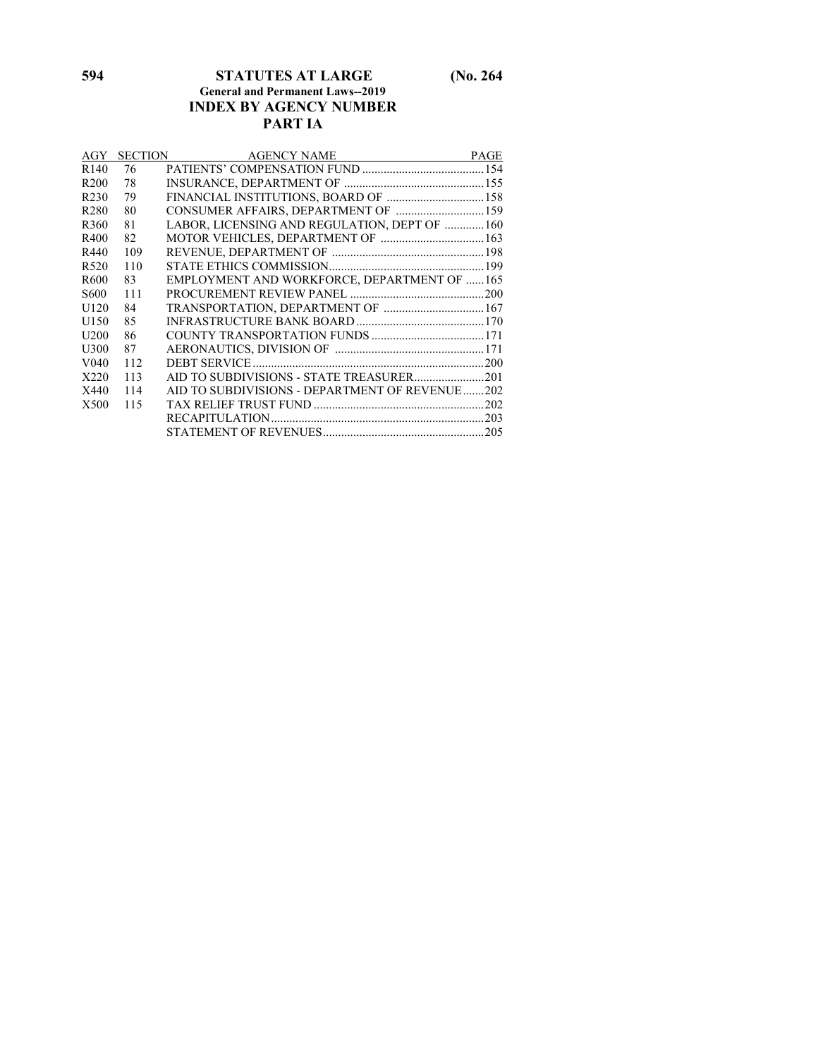## STATUTES AT LARGE

**General and Permanent Laws--2019**

## INDEX BY AGENCY NUMBER

## PART IA

| AGY | SECTION | AGENCY NAME | PAGE |
|---|---|---|---|
| R140 | 76 | PATIENTS' COMPENSATION FUND | 154 |
| R200 | 78 | INSURANCE, DEPARTMENT OF | 155 |
| R230 | 79 | FINANCIAL INSTITUTIONS, BOARD OF | 158 |
| R280 | 80 | CONSUMER AFFAIRS, DEPARTMENT OF | 159 |
| R360 | 81 | LABOR, LICENSING AND REGULATION, DEPT OF | 160 |
| R400 | 82 | MOTOR VEHICLES, DEPARTMENT OF | 163 |
| R440 | 109 | REVENUE, DEPARTMENT OF | 198 |
| R520 | 110 | STATE ETHICS COMMISSION | 199 |
| R600 | 83 | EMPLOYMENT AND WORKFORCE, DEPARTMENT OF | 165 |
| S600 | 111 | PROCUREMENT REVIEW PANEL | 200 |
| U120 | 84 | TRANSPORTATION, DEPARTMENT OF | 167 |
| U150 | 85 | INFRASTRUCTURE BANK BOARD | 170 |
| U200 | 86 | COUNTY TRANSPORTATION FUNDS | 171 |
| U300 | 87 | AERONAUTICS, DIVISION OF | 171 |
| V040 | 112 | DEBT SERVICE | 200 |
| X220 | 113 | AID TO SUBDIVISIONS - STATE TREASURER | 201 |
| X440 | 114 | AID TO SUBDIVISIONS - DEPARTMENT OF REVENUE | 202 |
| X500 | 115 | TAX RELIEF TRUST FUND | 202 |
| | | RECAPITULATION | 203 |
| | | STATEMENT OF REVENUES | 205 |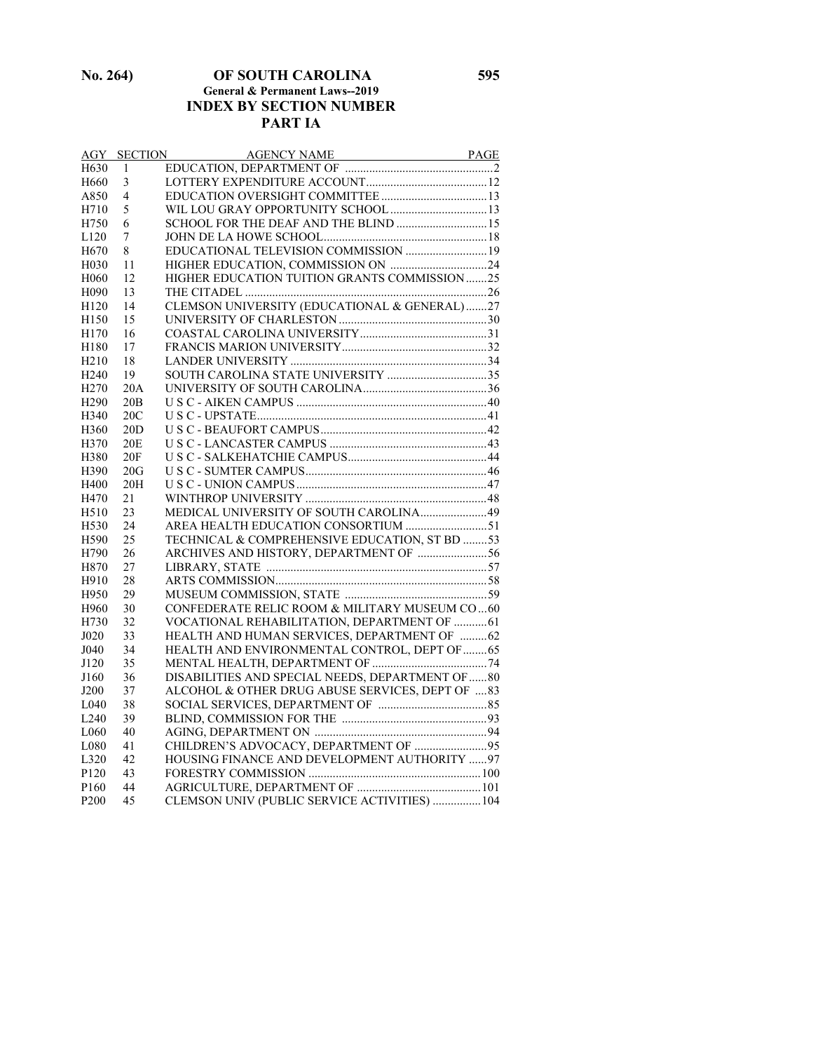## General & Permanent Laws--2019

## INDEX BY SECTION NUMBER

## PART IA

| AGY | SECTION | AGENCY NAME | PAGE |
|---|---|---|---|
| H630 | 1 | EDUCATION, DEPARTMENT OF | 2 |
| H660 | 3 | LOTTERY EXPENDITURE ACCOUNT | 12 |
| A850 | 4 | EDUCATION OVERSIGHT COMMITTEE | 13 |
| H710 | 5 | WIL LOU GRAY OPPORTUNITY SCHOOL | 13 |
| H750 | 6 | SCHOOL FOR THE DEAF AND THE BLIND | 15 |
| L120 | 7 | JOHN DE LA HOWE SCHOOL | 18 |
| H670 | 8 | EDUCATIONAL TELEVISION COMMISSION | 19 |
| H030 | 11 | HIGHER EDUCATION, COMMISSION ON | 24 |
| H060 | 12 | HIGHER EDUCATION TUITION GRANTS COMMISSION | 25 |
| H090 | 13 | THE CITADEL | 26 |
| H120 | 14 | CLEMSON UNIVERSITY (EDUCATIONAL & GENERAL) | 27 |
| H150 | 15 | UNIVERSITY OF CHARLESTON | 30 |
| H170 | 16 | COASTAL CAROLINA UNIVERSITY | 31 |
| H180 | 17 | FRANCIS MARION UNIVERSITY | 32 |
| H210 | 18 | LANDER UNIVERSITY | 34 |
| H240 | 19 | SOUTH CAROLINA STATE UNIVERSITY | 35 |
| H270 | 20A | UNIVERSITY OF SOUTH CAROLINA | 36 |
| H290 | 20B | U S C - AIKEN CAMPUS | 40 |
| H340 | 20C | U S C - UPSTATE | 41 |
| H360 | 20D | U S C - BEAUFORT CAMPUS | 42 |
| H370 | 20E | U S C - LANCASTER CAMPUS | 43 |
| H380 | 20F | U S C - SALKEHATCHIE CAMPUS | 44 |
| H390 | 20G | U S C - SUMTER CAMPUS | 46 |
| H400 | 20H | U S C - UNION CAMPUS | 47 |
| H470 | 21 | WINTHROP UNIVERSITY | 48 |
| H510 | 23 | MEDICAL UNIVERSITY OF SOUTH CAROLINA | 49 |
| H530 | 24 | AREA HEALTH EDUCATION CONSORTIUM | 51 |
| H590 | 25 | TECHNICAL & COMPREHENSIVE EDUCATION, ST BD | 53 |
| H790 | 26 | ARCHIVES AND HISTORY, DEPARTMENT OF | 56 |
| H870 | 27 | LIBRARY, STATE | 57 |
| H910 | 28 | ARTS COMMISSION | 58 |
| H950 | 29 | MUSEUM COMMISSION, STATE | 59 |
| H960 | 30 | CONFEDERATE RELIC ROOM & MILITARY MUSEUM CO | 60 |
| H730 | 32 | VOCATIONAL REHABILITATION, DEPARTMENT OF | 61 |
| J020 | 33 | HEALTH AND HUMAN SERVICES, DEPARTMENT OF | 62 |
| J040 | 34 | HEALTH AND ENVIRONMENTAL CONTROL, DEPT OF | 65 |
| J120 | 35 | MENTAL HEALTH, DEPARTMENT OF | 74 |
| J160 | 36 | DISABILITIES AND SPECIAL NEEDS, DEPARTMENT OF | 80 |
| J200 | 37 | ALCOHOL & OTHER DRUG ABUSE SERVICES, DEPT OF | 83 |
| L040 | 38 | SOCIAL SERVICES, DEPARTMENT OF | 85 |
| L240 | 39 | BLIND, COMMISSION FOR THE | 93 |
| L060 | 40 | AGING, DEPARTMENT ON | 94 |
| L080 | 41 | CHILDREN'S ADVOCACY, DEPARTMENT OF | 95 |
| L320 | 42 | HOUSING FINANCE AND DEVELOPMENT AUTHORITY | 97 |
| P120 | 43 | FORESTRY COMMISSION | 100 |
| P160 | 44 | AGRICULTURE, DEPARTMENT OF | 101 |
| P200 | 45 | CLEMSON UNIV (PUBLIC SERVICE ACTIVITIES) | 104 |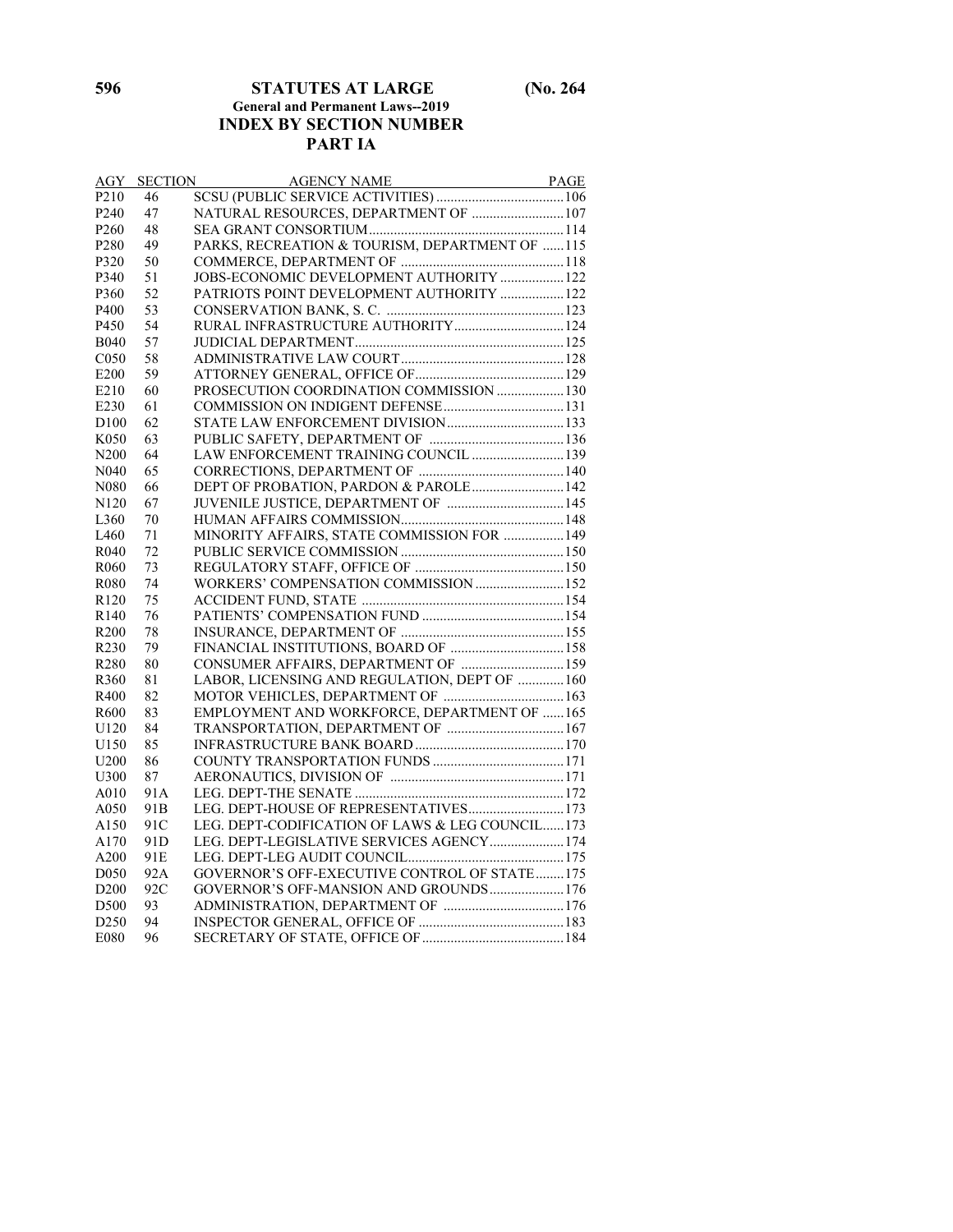## INDEX BY SECTION NUMBER

## PART IA

| AGY | SECTION | AGENCY NAME | PAGE |
|---|---|---|---|
| P210 | 46 | SCSU (PUBLIC SERVICE ACTIVITIES) | 106 |
| P240 | 47 | NATURAL RESOURCES, DEPARTMENT OF | 107 |
| P260 | 48 | SEA GRANT CONSORTIUM | 114 |
| P280 | 49 | PARKS, RECREATION & TOURISM, DEPARTMENT OF | 115 |
| P320 | 50 | COMMERCE, DEPARTMENT OF | 118 |
| P340 | 51 | JOBS-ECONOMIC DEVELOPMENT AUTHORITY | 122 |
| P360 | 52 | PATRIOTS POINT DEVELOPMENT AUTHORITY | 122 |
| P400 | 53 | CONSERVATION BANK, S. C. | 123 |
| P450 | 54 | RURAL INFRASTRUCTURE AUTHORITY | 124 |
| B040 | 57 | JUDICIAL DEPARTMENT | 125 |
| C050 | 58 | ADMINISTRATIVE LAW COURT | 128 |
| E200 | 59 | ATTORNEY GENERAL, OFFICE OF | 129 |
| E210 | 60 | PROSECUTION COORDINATION COMMISSION | 130 |
| E230 | 61 | COMMISSION ON INDIGENT DEFENSE | 131 |
| D100 | 62 | STATE LAW ENFORCEMENT DIVISION | 133 |
| K050 | 63 | PUBLIC SAFETY, DEPARTMENT OF | 136 |
| N200 | 64 | LAW ENFORCEMENT TRAINING COUNCIL | 139 |
| N040 | 65 | CORRECTIONS, DEPARTMENT OF | 140 |
| N080 | 66 | DEPT OF PROBATION, PARDON & PAROLE | 142 |
| N120 | 67 | JUVENILE JUSTICE, DEPARTMENT OF | 145 |
| L360 | 70 | HUMAN AFFAIRS COMMISSION | 148 |
| L460 | 71 | MINORITY AFFAIRS, STATE COMMISSION FOR | 149 |
| R040 | 72 | PUBLIC SERVICE COMMISSION | 150 |
| R060 | 73 | REGULATORY STAFF, OFFICE OF | 150 |
| R080 | 74 | WORKERS' COMPENSATION COMMISSION | 152 |
| R120 | 75 | ACCIDENT FUND, STATE | 154 |
| R140 | 76 | PATIENTS' COMPENSATION FUND | 154 |
| R200 | 78 | INSURANCE, DEPARTMENT OF | 155 |
| R230 | 79 | FINANCIAL INSTITUTIONS, BOARD OF | 158 |
| R280 | 80 | CONSUMER AFFAIRS, DEPARTMENT OF | 159 |
| R360 | 81 | LABOR, LICENSING AND REGULATION, DEPT OF | 160 |
| R400 | 82 | MOTOR VEHICLES, DEPARTMENT OF | 163 |
| R600 | 83 | EMPLOYMENT AND WORKFORCE, DEPARTMENT OF | 165 |
| U120 | 84 | TRANSPORTATION, DEPARTMENT OF | 167 |
| U150 | 85 | INFRASTRUCTURE BANK BOARD | 170 |
| U200 | 86 | COUNTY TRANSPORTATION FUNDS | 171 |
| U300 | 87 | AERONAUTICS, DIVISION OF | 171 |
| A010 | 91A | LEG. DEPT-THE SENATE | 172 |
| A050 | 91B | LEG. DEPT-HOUSE OF REPRESENTATIVES | 173 |
| A150 | 91C | LEG. DEPT-CODIFICATION OF LAWS & LEG COUNCIL | 173 |
| A170 | 91D | LEG. DEPT-LEGISLATIVE SERVICES AGENCY | 174 |
| A200 | 91E | LEG. DEPT-LEG AUDIT COUNCIL | 175 |
| D050 | 92A | GOVERNOR'S OFF-EXECUTIVE CONTROL OF STATE | 175 |
| D200 | 92C | GOVERNOR'S OFF-MANSION AND GROUNDS | 176 |
| D500 | 93 | ADMINISTRATION, DEPARTMENT OF | 176 |
| D250 | 94 | INSPECTOR GENERAL, OFFICE OF | 183 |
| E080 | 96 | SECRETARY OF STATE, OFFICE OF | 184 |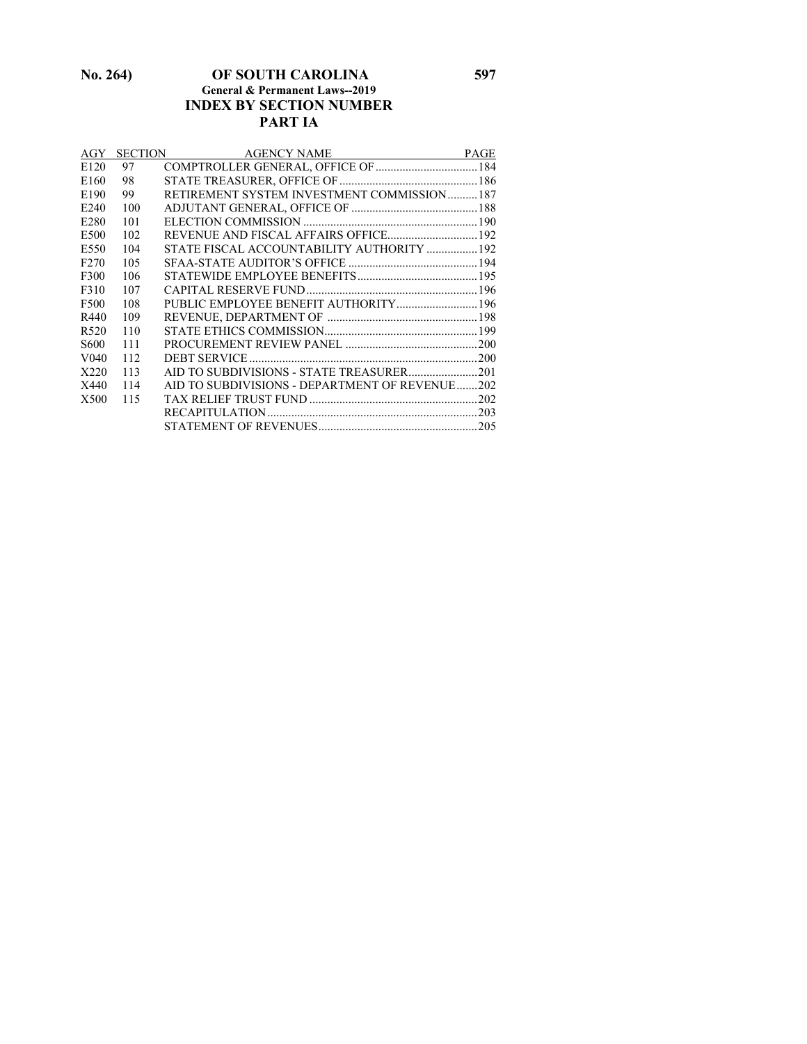## INDEX BY SECTION NUMBER

### PART IA

| AGY | SECTION | AGENCY NAME | PAGE |
|---|---|---|---|
| E120 | 97 | COMPTROLLER GENERAL, OFFICE OF | 184 |
| E160 | 98 | STATE TREASURER, OFFICE OF | 186 |
| E190 | 99 | RETIREMENT SYSTEM INVESTMENT COMMISSION | 187 |
| E240 | 100 | ADJUTANT GENERAL, OFFICE OF | 188 |
| E280 | 101 | ELECTION COMMISSION | 190 |
| E500 | 102 | REVENUE AND FISCAL AFFAIRS OFFICE | 192 |
| E550 | 104 | STATE FISCAL ACCOUNTABILITY AUTHORITY | 192 |
| F270 | 105 | SFAA-STATE AUDITOR'S OFFICE | 194 |
| F300 | 106 | STATEWIDE EMPLOYEE BENEFITS | 195 |
| F310 | 107 | CAPITAL RESERVE FUND | 196 |
| F500 | 108 | PUBLIC EMPLOYEE BENEFIT AUTHORITY | 196 |
| R440 | 109 | REVENUE, DEPARTMENT OF | 198 |
| R520 | 110 | STATE ETHICS COMMISSION | 199 |
| S600 | 111 | PROCUREMENT REVIEW PANEL | 200 |
| V040 | 112 | DEBT SERVICE | 200 |
| X220 | 113 | AID TO SUBDIVISIONS - STATE TREASURER | 201 |
| X440 | 114 | AID TO SUBDIVISIONS - DEPARTMENT OF REVENUE | 202 |
| X500 | 115 | TAX RELIEF TRUST FUND | 202 |
| | | RECAPITULATION | 203 |
| | | STATEMENT OF REVENUES | 205 |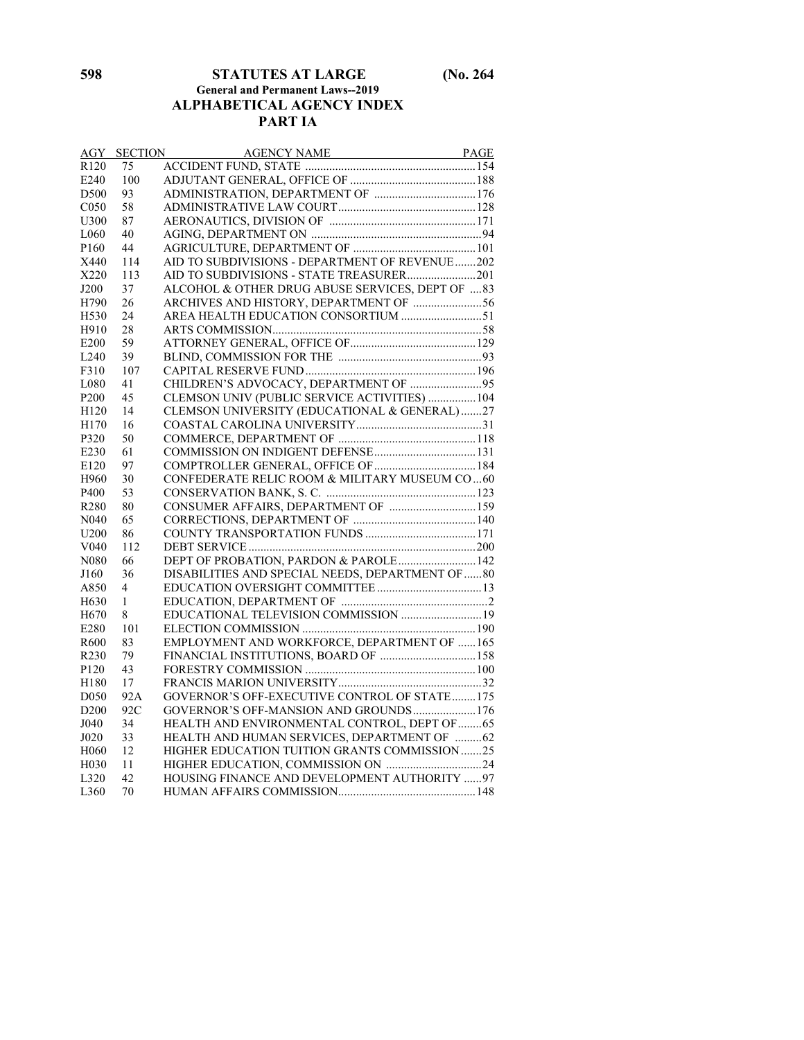## STATUTES AT LARGE (No. 264

### General and Permanent Laws--2019

## ALPHABETICAL AGENCY INDEX

## PART IA

| AGY | SECTION | AGENCY NAME | PAGE |
|---|---|---|---|
| R120 | 75 | ACCIDENT FUND, STATE | 154 |
| E240 | 100 | ADJUTANT GENERAL, OFFICE OF | 188 |
| D500 | 93 | ADMINISTRATION, DEPARTMENT OF | 176 |
| C050 | 58 | ADMINISTRATIVE LAW COURT | 128 |
| U300 | 87 | AERONAUTICS, DIVISION OF | 171 |
| L060 | 40 | AGING, DEPARTMENT ON | 94 |
| P160 | 44 | AGRICULTURE, DEPARTMENT OF | 101 |
| X440 | 114 | AID TO SUBDIVISIONS - DEPARTMENT OF REVENUE | 202 |
| X220 | 113 | AID TO SUBDIVISIONS - STATE TREASURER | 201 |
| J200 | 37 | ALCOHOL & OTHER DRUG ABUSE SERVICES, DEPT OF | 83 |
| H790 | 26 | ARCHIVES AND HISTORY, DEPARTMENT OF | 56 |
| H530 | 24 | AREA HEALTH EDUCATION CONSORTIUM | 51 |
| H910 | 28 | ARTS COMMISSION | 58 |
| E200 | 59 | ATTORNEY GENERAL, OFFICE OF | 129 |
| L240 | 39 | BLIND, COMMISSION FOR THE | 93 |
| F310 | 107 | CAPITAL RESERVE FUND | 196 |
| L080 | 41 | CHILDREN'S ADVOCACY, DEPARTMENT OF | 95 |
| P200 | 45 | CLEMSON UNIV (PUBLIC SERVICE ACTIVITIES) | 104 |
| H120 | 14 | CLEMSON UNIVERSITY (EDUCATIONAL & GENERAL) | 27 |
| H170 | 16 | COASTAL CAROLINA UNIVERSITY | 31 |
| P320 | 50 | COMMERCE, DEPARTMENT OF | 118 |
| E230 | 61 | COMMISSION ON INDIGENT DEFENSE | 131 |
| E120 | 97 | COMPTROLLER GENERAL, OFFICE OF | 184 |
| H960 | 30 | CONFEDERATE RELIC ROOM & MILITARY MUSEUM CO | 60 |
| P400 | 53 | CONSERVATION BANK, S. C. | 123 |
| R280 | 80 | CONSUMER AFFAIRS, DEPARTMENT OF | 159 |
| N040 | 65 | CORRECTIONS, DEPARTMENT OF | 140 |
| U200 | 86 | COUNTY TRANSPORTATION FUNDS | 171 |
| V040 | 112 | DEBT SERVICE | 200 |
| N080 | 66 | DEPT OF PROBATION, PARDON & PAROLE | 142 |
| J160 | 36 | DISABILITIES AND SPECIAL NEEDS, DEPARTMENT OF | 80 |
| A850 | 4 | EDUCATION OVERSIGHT COMMITTEE | 13 |
| H630 | 1 | EDUCATION, DEPARTMENT OF | 2 |
| H670 | 8 | EDUCATIONAL TELEVISION COMMISSION | 19 |
| E280 | 101 | ELECTION COMMISSION | 190 |
| R600 | 83 | EMPLOYMENT AND WORKFORCE, DEPARTMENT OF | 165 |
| R230 | 79 | FINANCIAL INSTITUTIONS, BOARD OF | 158 |
| P120 | 43 | FORESTRY COMMISSION | 100 |
| H180 | 17 | FRANCIS MARION UNIVERSITY | 32 |
| D050 | 92A | GOVERNOR'S OFF-EXECUTIVE CONTROL OF STATE | 175 |
| D200 | 92C | GOVERNOR'S OFF-MANSION AND GROUNDS | 176 |
| J040 | 34 | HEALTH AND ENVIRONMENTAL CONTROL, DEPT OF | 65 |
| J020 | 33 | HEALTH AND HUMAN SERVICES, DEPARTMENT OF | 62 |
| H060 | 12 | HIGHER EDUCATION TUITION GRANTS COMMISSION | 25 |
| H030 | 11 | HIGHER EDUCATION, COMMISSION ON | 24 |
| L320 | 42 | HOUSING FINANCE AND DEVELOPMENT AUTHORITY | 97 |
| L360 | 70 | HUMAN AFFAIRS COMMISSION | 148 |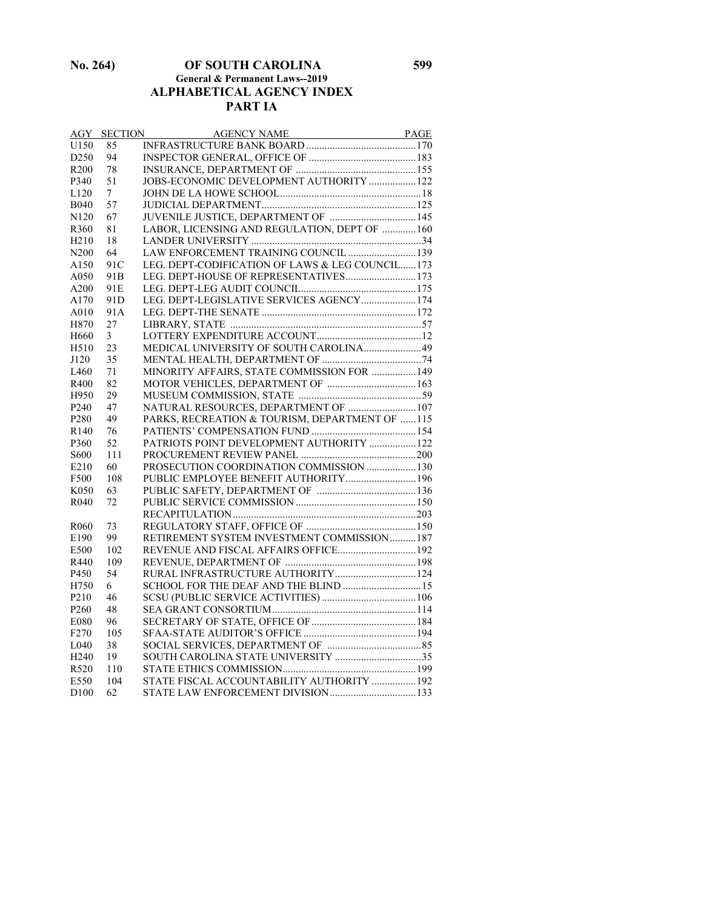## ALPHABETICAL AGENCY INDEX

## PART IA

| AGY | SECTION | AGENCY NAME | PAGE |
|---|---|---|---|
| U150 | 85 | INFRASTRUCTURE BANK BOARD | 170 |
| D250 | 94 | INSPECTOR GENERAL, OFFICE OF | 183 |
| R200 | 78 | INSURANCE, DEPARTMENT OF | 155 |
| P340 | 51 | JOBS-ECONOMIC DEVELOPMENT AUTHORITY | 122 |
| L120 | 7 | JOHN DE LA HOWE SCHOOL | 18 |
| B040 | 57 | JUDICIAL DEPARTMENT | 125 |
| N120 | 67 | JUVENILE JUSTICE, DEPARTMENT OF | 145 |
| R360 | 81 | LABOR, LICENSING AND REGULATION, DEPT OF | 160 |
| H210 | 18 | LANDER UNIVERSITY | 34 |
| N200 | 64 | LAW ENFORCEMENT TRAINING COUNCIL | 139 |
| A150 | 91C | LEG. DEPT-CODIFICATION OF LAWS & LEG COUNCIL | 173 |
| A050 | 91B | LEG. DEPT-HOUSE OF REPRESENTATIVES | 173 |
| A200 | 91E | LEG. DEPT-LEG AUDIT COUNCIL | 175 |
| A170 | 91D | LEG. DEPT-LEGISLATIVE SERVICES AGENCY | 174 |
| A010 | 91A | LEG. DEPT-THE SENATE | 172 |
| H870 | 27 | LIBRARY, STATE | 57 |
| H660 | 3 | LOTTERY EXPENDITURE ACCOUNT | 12 |
| H510 | 23 | MEDICAL UNIVERSITY OF SOUTH CAROLINA | 49 |
| J120 | 35 | MENTAL HEALTH, DEPARTMENT OF | 74 |
| L460 | 71 | MINORITY AFFAIRS, STATE COMMISSION FOR | 149 |
| R400 | 82 | MOTOR VEHICLES, DEPARTMENT OF | 163 |
| H950 | 29 | MUSEUM COMMISSION, STATE | 59 |
| P240 | 47 | NATURAL RESOURCES, DEPARTMENT OF | 107 |
| P280 | 49 | PARKS, RECREATION & TOURISM, DEPARTMENT OF | 115 |
| R140 | 76 | PATIENTS' COMPENSATION FUND | 154 |
| P360 | 52 | PATRIOTS POINT DEVELOPMENT AUTHORITY | 122 |
| S600 | 111 | PROCUREMENT REVIEW PANEL | 200 |
| E210 | 60 | PROSECUTION COORDINATION COMMISSION | 130 |
| F500 | 108 | PUBLIC EMPLOYEE BENEFIT AUTHORITY | 196 |
| K050 | 63 | PUBLIC SAFETY, DEPARTMENT OF | 136 |
| R040 | 72 | PUBLIC SERVICE COMMISSION | 150 |
| | | RECAPITULATION | 203 |
| R060 | 73 | REGULATORY STAFF, OFFICE OF | 150 |
| E190 | 99 | RETIREMENT SYSTEM INVESTMENT COMMISSION | 187 |
| E500 | 102 | REVENUE AND FISCAL AFFAIRS OFFICE | 192 |
| R440 | 109 | REVENUE, DEPARTMENT OF | 198 |
| P450 | 54 | RURAL INFRASTRUCTURE AUTHORITY | 124 |
| H750 | 6 | SCHOOL FOR THE DEAF AND THE BLIND | 15 |
| P210 | 46 | SCSU (PUBLIC SERVICE ACTIVITIES) | 106 |
| P260 | 48 | SEA GRANT CONSORTIUM | 114 |
| E080 | 96 | SECRETARY OF STATE, OFFICE OF | 184 |
| F270 | 105 | SFAA-STATE AUDITOR'S OFFICE | 194 |
| L040 | 38 | SOCIAL SERVICES, DEPARTMENT OF | 85 |
| H240 | 19 | SOUTH CAROLINA STATE UNIVERSITY | 35 |
| R520 | 110 | STATE ETHICS COMMISSION | 199 |
| E550 | 104 | STATE FISCAL ACCOUNTABILITY AUTHORITY | 192 |
| D100 | 62 | STATE LAW ENFORCEMENT DIVISION | 133 |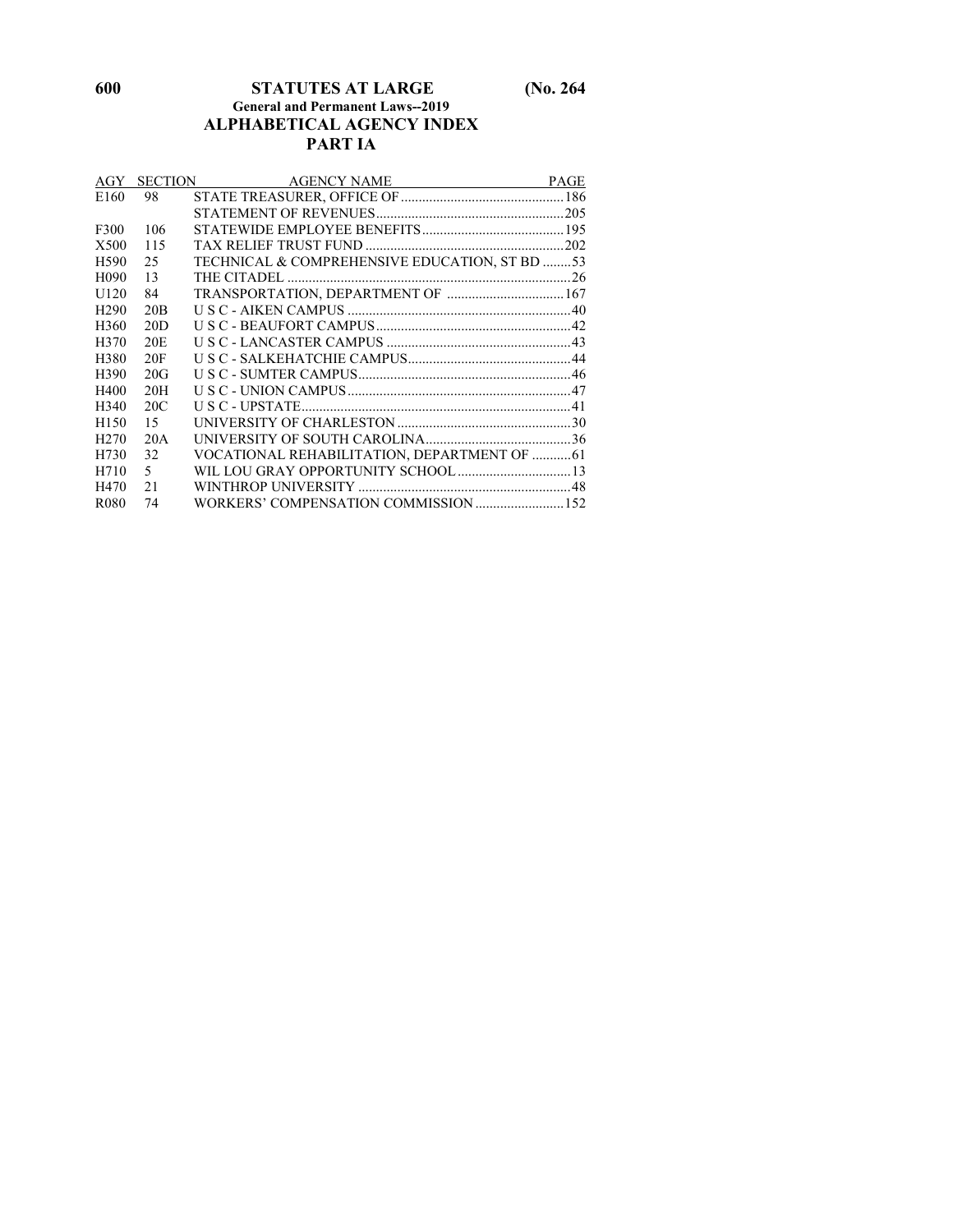## ALPHABETICAL AGENCY INDEX

## PART IA

| AGY | SECTION | AGENCY NAME | PAGE |
|---|---|---|---|
| E160 | 98 | STATE TREASURER, OFFICE OF | 186 |
| | | STATEMENT OF REVENUES | 205 |
| F300 | 106 | STATEWIDE EMPLOYEE BENEFITS | 195 |
| X500 | 115 | TAX RELIEF TRUST FUND | 202 |
| H590 | 25 | TECHNICAL & COMPREHENSIVE EDUCATION, ST BD | 53 |
| H090 | 13 | THE CITADEL | 26 |
| U120 | 84 | TRANSPORTATION, DEPARTMENT OF | 167 |
| H290 | 20B | U S C - AIKEN CAMPUS | 40 |
| H360 | 20D | U S C - BEAUFORT CAMPUS | 42 |
| H370 | 20E | U S C - LANCASTER CAMPUS | 43 |
| H380 | 20F | U S C - SALKEHATCHIE CAMPUS | 44 |
| H390 | 20G | U S C - SUMTER CAMPUS | 46 |
| H400 | 20H | U S C - UNION CAMPUS | 47 |
| H340 | 20C | U S C - UPSTATE | 41 |
| H150 | 15 | UNIVERSITY OF CHARLESTON | 30 |
| H270 | 20A | UNIVERSITY OF SOUTH CAROLINA | 36 |
| H730 | 32 | VOCATIONAL REHABILITATION, DEPARTMENT OF | 61 |
| H710 | 5 | WIL LOU GRAY OPPORTUNITY SCHOOL | 13 |
| H470 | 21 | WINTHROP UNIVERSITY | 48 |
| R080 | 74 | WORKERS' COMPENSATION COMMISSION | 152 |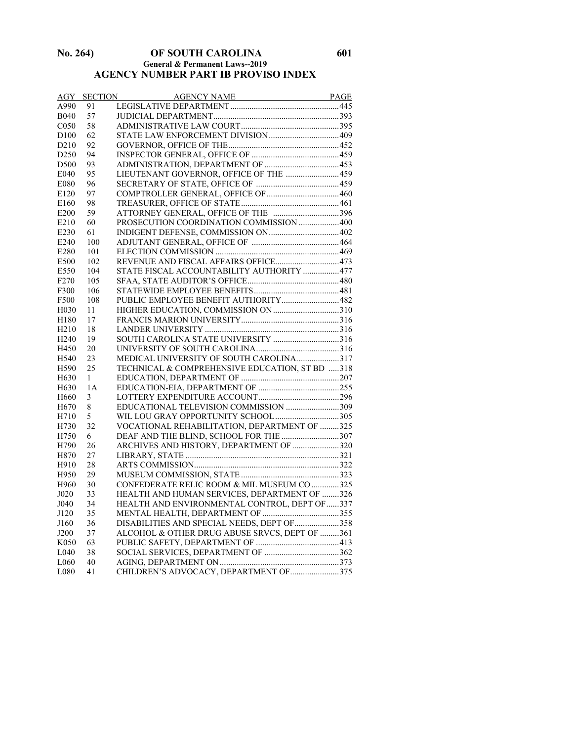## General & Permanent Laws--2019

## AGENCY NUMBER PART IB PROVISO INDEX

| AGY | SECTION | AGENCY NAME | PAGE |
|---|---|---|---|
| A990 | 91 | LEGISLATIVE DEPARTMENT | 445 |
| B040 | 57 | JUDICIAL DEPARTMENT | 393 |
| C050 | 58 | ADMINISTRATIVE LAW COURT | 395 |
| D100 | 62 | STATE LAW ENFORCEMENT DIVISION | 409 |
| D210 | 92 | GOVERNOR, OFFICE OF THE | 452 |
| D250 | 94 | INSPECTOR GENERAL, OFFICE OF | 459 |
| D500 | 93 | ADMINISTRATION, DEPARTMENT OF | 453 |
| E040 | 95 | LIEUTENANT GOVERNOR, OFFICE OF THE | 459 |
| E080 | 96 | SECRETARY OF STATE, OFFICE OF | 459 |
| E120 | 97 | COMPTROLLER GENERAL, OFFICE OF | 460 |
| E160 | 98 | TREASURER, OFFICE OF STATE | 461 |
| E200 | 59 | ATTORNEY GENERAL, OFFICE OF THE | 396 |
| E210 | 60 | PROSECUTION COORDINATION COMMISSION | 400 |
| E230 | 61 | INDIGENT DEFENSE, COMMISSION ON | 402 |
| E240 | 100 | ADJUTANT GENERAL, OFFICE OF | 464 |
| E280 | 101 | ELECTION COMMISSION | 469 |
| E500 | 102 | REVENUE AND FISCAL AFFAIRS OFFICE | 473 |
| E550 | 104 | STATE FISCAL ACCOUNTABILITY AUTHORITY | 477 |
| F270 | 105 | SFAA, STATE AUDITOR'S OFFICE | 480 |
| F300 | 106 | STATEWIDE EMPLOYEE BENEFITS | 481 |
| F500 | 108 | PUBLIC EMPLOYEE BENEFIT AUTHORITY | 482 |
| H030 | 11 | HIGHER EDUCATION, COMMISSION ON | 310 |
| H180 | 17 | FRANCIS MARION UNIVERSITY | 316 |
| H210 | 18 | LANDER UNIVERSITY | 316 |
| H240 | 19 | SOUTH CAROLINA STATE UNIVERSITY | 316 |
| H450 | 20 | UNIVERSITY OF SOUTH CAROLINA | 316 |
| H540 | 23 | MEDICAL UNIVERSITY OF SOUTH CAROLINA | 317 |
| H590 | 25 | TECHNICAL & COMPREHENSIVE EDUCATION, ST BD | 318 |
| H630 | 1 | EDUCATION, DEPARTMENT OF | 207 |
| H630 | 1A | EDUCATION-EIA, DEPARTMENT OF | 255 |
| H660 | 3 | LOTTERY EXPENDITURE ACCOUNT | 296 |
| H670 | 8 | EDUCATIONAL TELEVISION COMMISSION | 309 |
| H710 | 5 | WIL LOU GRAY OPPORTUNITY SCHOOL | 305 |
| H730 | 32 | VOCATIONAL REHABILITATION, DEPARTMENT OF | 325 |
| H750 | 6 | DEAF AND THE BLIND, SCHOOL FOR THE | 307 |
| H790 | 26 | ARCHIVES AND HISTORY, DEPARTMENT OF | 320 |
| H870 | 27 | LIBRARY, STATE | 321 |
| H910 | 28 | ARTS COMMISSION | 322 |
| H950 | 29 | MUSEUM COMMISSION, STATE | 323 |
| H960 | 30 | CONFEDERATE RELIC ROOM & MIL MUSEUM CO | 325 |
| J020 | 33 | HEALTH AND HUMAN SERVICES, DEPARTMENT OF | 326 |
| J040 | 34 | HEALTH AND ENVIRONMENTAL CONTROL, DEPT OF | 337 |
| J120 | 35 | MENTAL HEALTH, DEPARTMENT OF | 355 |
| J160 | 36 | DISABILITIES AND SPECIAL NEEDS, DEPT OF | 358 |
| J200 | 37 | ALCOHOL & OTHER DRUG ABUSE SRVCS, DEPT OF | 361 |
| K050 | 63 | PUBLIC SAFETY, DEPARTMENT OF | 413 |
| L040 | 38 | SOCIAL SERVICES, DEPARTMENT OF | 362 |
| L060 | 40 | AGING, DEPARTMENT ON | 373 |
| L080 | 41 | CHILDREN'S ADVOCACY, DEPARTMENT OF | 375 |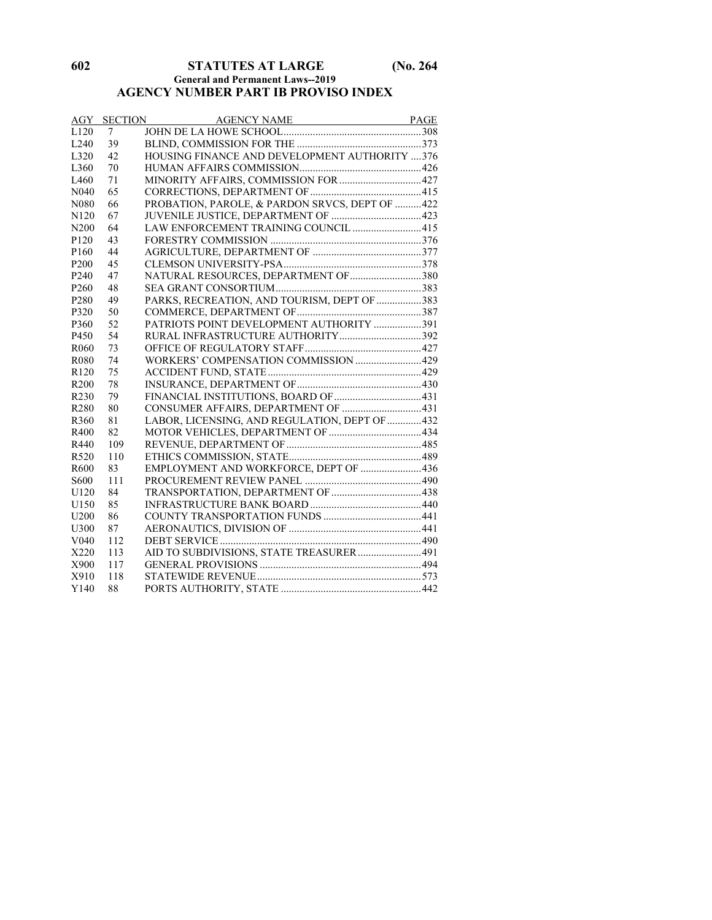## AGENCY NUMBER PART IB PROVISO INDEX

| AGY | SECTION | AGENCY NAME | PAGE |
|---|---|---|---|
| L120 | 7 | JOHN DE LA HOWE SCHOOL | 308 |
| L240 | 39 | BLIND, COMMISSION FOR THE | 373 |
| L320 | 42 | HOUSING FINANCE AND DEVELOPMENT AUTHORITY | 376 |
| L360 | 70 | HUMAN AFFAIRS COMMISSION | 426 |
| L460 | 71 | MINORITY AFFAIRS, COMMISSION FOR | 427 |
| N040 | 65 | CORRECTIONS, DEPARTMENT OF | 415 |
| N080 | 66 | PROBATION, PAROLE, & PARDON SRVCS, DEPT OF | 422 |
| N120 | 67 | JUVENILE JUSTICE, DEPARTMENT OF | 423 |
| N200 | 64 | LAW ENFORCEMENT TRAINING COUNCIL | 415 |
| P120 | 43 | FORESTRY COMMISSION | 376 |
| P160 | 44 | AGRICULTURE, DEPARTMENT OF | 377 |
| P200 | 45 | CLEMSON UNIVERSITY-PSA | 378 |
| P240 | 47 | NATURAL RESOURCES, DEPARTMENT OF | 380 |
| P260 | 48 | SEA GRANT CONSORTIUM | 383 |
| P280 | 49 | PARKS, RECREATION, AND TOURISM, DEPT OF | 383 |
| P320 | 50 | COMMERCE, DEPARTMENT OF | 387 |
| P360 | 52 | PATRIOTS POINT DEVELOPMENT AUTHORITY | 391 |
| P450 | 54 | RURAL INFRASTRUCTURE AUTHORITY | 392 |
| R060 | 73 | OFFICE OF REGULATORY STAFF | 427 |
| R080 | 74 | WORKERS' COMPENSATION COMMISSION | 429 |
| R120 | 75 | ACCIDENT FUND, STATE | 429 |
| R200 | 78 | INSURANCE, DEPARTMENT OF | 430 |
| R230 | 79 | FINANCIAL INSTITUTIONS, BOARD OF | 431 |
| R280 | 80 | CONSUMER AFFAIRS, DEPARTMENT OF | 431 |
| R360 | 81 | LABOR, LICENSING, AND REGULATION, DEPT OF | 432 |
| R400 | 82 | MOTOR VEHICLES, DEPARTMENT OF | 434 |
| R440 | 109 | REVENUE, DEPARTMENT OF | 485 |
| R520 | 110 | ETHICS COMMISSION, STATE | 489 |
| R600 | 83 | EMPLOYMENT AND WORKFORCE, DEPT OF | 436 |
| S600 | 111 | PROCUREMENT REVIEW PANEL | 490 |
| U120 | 84 | TRANSPORTATION, DEPARTMENT OF | 438 |
| U150 | 85 | INFRASTRUCTURE BANK BOARD | 440 |
| U200 | 86 | COUNTY TRANSPORTATION FUNDS | 441 |
| U300 | 87 | AERONAUTICS, DIVISION OF | 441 |
| V040 | 112 | DEBT SERVICE | 490 |
| X220 | 113 | AID TO SUBDIVISIONS, STATE TREASURER | 491 |
| X900 | 117 | GENERAL PROVISIONS | 494 |
| X910 | 118 | STATEWIDE REVENUE | 573 |
| Y140 | 88 | PORTS AUTHORITY, STATE | 442 |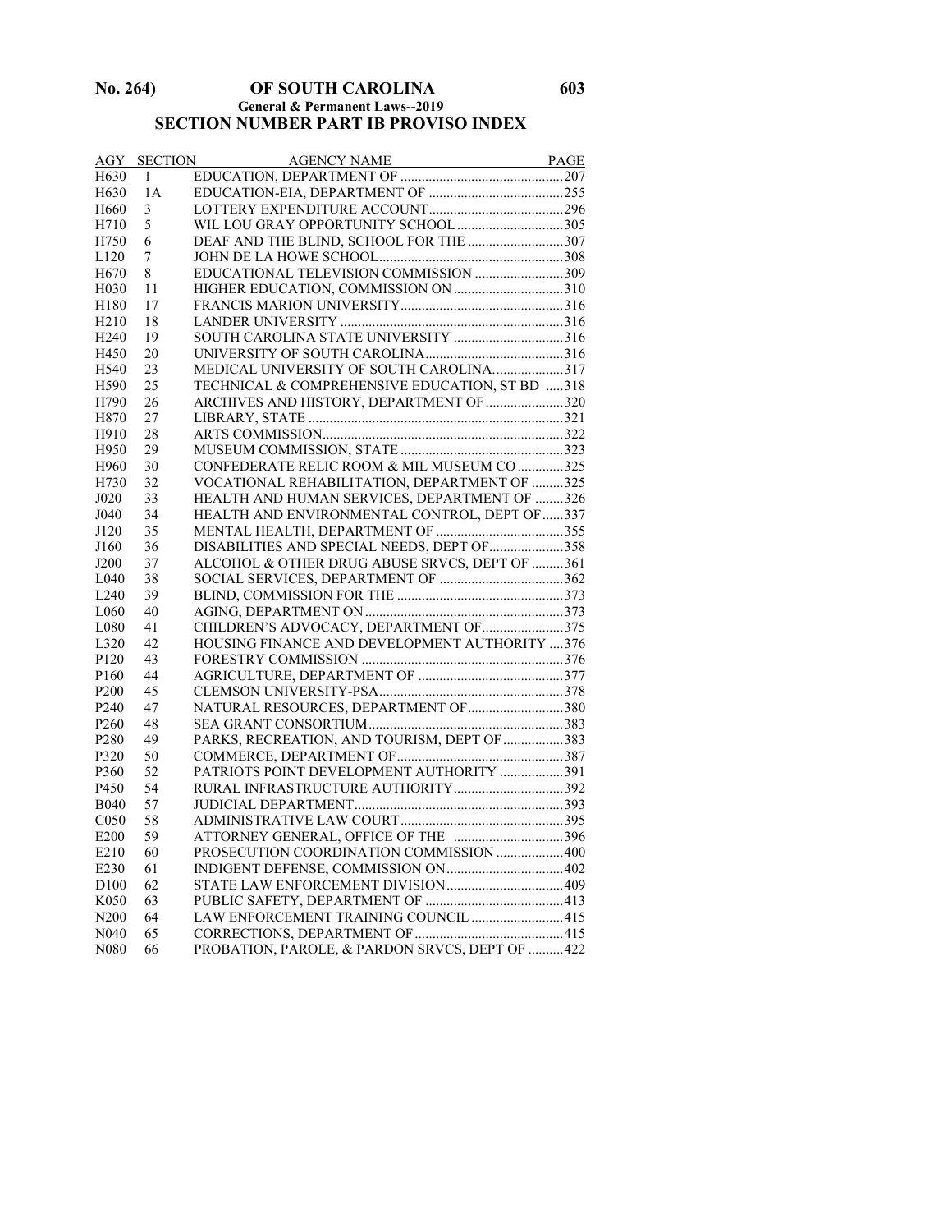## SECTION NUMBER PART IB PROVISO INDEX

| AGY | SECTION | AGENCY NAME | PAGE |
|---|---|---|---|
| H630 | 1 | EDUCATION, DEPARTMENT OF | 207 |
| H630 | 1A | EDUCATION-EIA, DEPARTMENT OF | 255 |
| H660 | 3 | LOTTERY EXPENDITURE ACCOUNT | 296 |
| H710 | 5 | WIL LOU GRAY OPPORTUNITY SCHOOL | 305 |
| H750 | 6 | DEAF AND THE BLIND, SCHOOL FOR THE | 307 |
| L120 | 7 | JOHN DE LA HOWE SCHOOL | 308 |
| H670 | 8 | EDUCATIONAL TELEVISION COMMISSION | 309 |
| H030 | 11 | HIGHER EDUCATION, COMMISSION ON | 310 |
| H180 | 17 | FRANCIS MARION UNIVERSITY | 316 |
| H210 | 18 | LANDER UNIVERSITY | 316 |
| H240 | 19 | SOUTH CAROLINA STATE UNIVERSITY | 316 |
| H450 | 20 | UNIVERSITY OF SOUTH CAROLINA | 316 |
| H540 | 23 | MEDICAL UNIVERSITY OF SOUTH CAROLINA | 317 |
| H590 | 25 | TECHNICAL & COMPREHENSIVE EDUCATION, ST BD | 318 |
| H790 | 26 | ARCHIVES AND HISTORY, DEPARTMENT OF | 320 |
| H870 | 27 | LIBRARY, STATE | 321 |
| H910 | 28 | ARTS COMMISSION | 322 |
| H950 | 29 | MUSEUM COMMISSION, STATE | 323 |
| H960 | 30 | CONFEDERATE RELIC ROOM & MIL MUSEUM CO | 325 |
| H730 | 32 | VOCATIONAL REHABILITATION, DEPARTMENT OF | 325 |
| J020 | 33 | HEALTH AND HUMAN SERVICES, DEPARTMENT OF | 326 |
| J040 | 34 | HEALTH AND ENVIRONMENTAL CONTROL, DEPT OF | 337 |
| J120 | 35 | MENTAL HEALTH, DEPARTMENT OF | 355 |
| J160 | 36 | DISABILITIES AND SPECIAL NEEDS, DEPT OF | 358 |
| J200 | 37 | ALCOHOL & OTHER DRUG ABUSE SRVCS, DEPT OF | 361 |
| L040 | 38 | SOCIAL SERVICES, DEPARTMENT OF | 362 |
| L240 | 39 | BLIND, COMMISSION FOR THE | 373 |
| L060 | 40 | AGING, DEPARTMENT ON | 373 |
| L080 | 41 | CHILDREN'S ADVOCACY, DEPARTMENT OF | 375 |
| L320 | 42 | HOUSING FINANCE AND DEVELOPMENT AUTHORITY | 376 |
| P120 | 43 | FORESTRY COMMISSION | 376 |
| P160 | 44 | AGRICULTURE, DEPARTMENT OF | 377 |
| P200 | 45 | CLEMSON UNIVERSITY-PSA | 378 |
| P240 | 47 | NATURAL RESOURCES, DEPARTMENT OF | 380 |
| P260 | 48 | SEA GRANT CONSORTIUM | 383 |
| P280 | 49 | PARKS, RECREATION, AND TOURISM, DEPT OF | 383 |
| P320 | 50 | COMMERCE, DEPARTMENT OF | 387 |
| P360 | 52 | PATRIOTS POINT DEVELOPMENT AUTHORITY | 391 |
| P450 | 54 | RURAL INFRASTRUCTURE AUTHORITY | 392 |
| B040 | 57 | JUDICIAL DEPARTMENT | 393 |
| C050 | 58 | ADMINISTRATIVE LAW COURT | 395 |
| E200 | 59 | ATTORNEY GENERAL, OFFICE OF THE | 396 |
| E210 | 60 | PROSECUTION COORDINATION COMMISSION | 400 |
| E230 | 61 | INDIGENT DEFENSE, COMMISSION ON | 402 |
| D100 | 62 | STATE LAW ENFORCEMENT DIVISION | 409 |
| K050 | 63 | PUBLIC SAFETY, DEPARTMENT OF | 413 |
| N200 | 64 | LAW ENFORCEMENT TRAINING COUNCIL | 415 |
| N040 | 65 | CORRECTIONS, DEPARTMENT OF | 415 |
| N080 | 66 | PROBATION, PAROLE, & PARDON SRVCS, DEPT OF | 422 |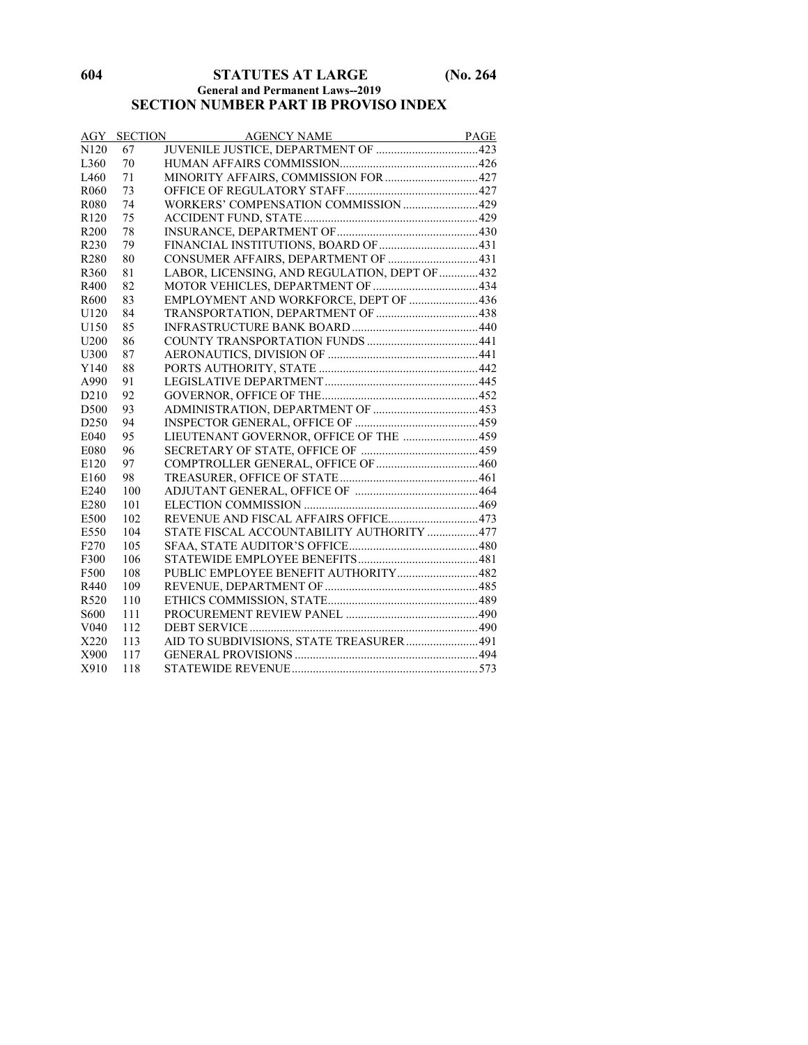## SECTION NUMBER PART IB PROVISO INDEX

| AGY | SECTION | AGENCY NAME | PAGE |
|---|---|---|---|
| N120 | 67 | JUVENILE JUSTICE, DEPARTMENT OF | 423 |
| L360 | 70 | HUMAN AFFAIRS COMMISSION | 426 |
| L460 | 71 | MINORITY AFFAIRS, COMMISSION FOR | 427 |
| R060 | 73 | OFFICE OF REGULATORY STAFF | 427 |
| R080 | 74 | WORKERS' COMPENSATION COMMISSION | 429 |
| R120 | 75 | ACCIDENT FUND, STATE | 429 |
| R200 | 78 | INSURANCE, DEPARTMENT OF | 430 |
| R230 | 79 | FINANCIAL INSTITUTIONS, BOARD OF | 431 |
| R280 | 80 | CONSUMER AFFAIRS, DEPARTMENT OF | 431 |
| R360 | 81 | LABOR, LICENSING, AND REGULATION, DEPT OF | 432 |
| R400 | 82 | MOTOR VEHICLES, DEPARTMENT OF | 434 |
| R600 | 83 | EMPLOYMENT AND WORKFORCE, DEPT OF | 436 |
| U120 | 84 | TRANSPORTATION, DEPARTMENT OF | 438 |
| U150 | 85 | INFRASTRUCTURE BANK BOARD | 440 |
| U200 | 86 | COUNTY TRANSPORTATION FUNDS | 441 |
| U300 | 87 | AERONAUTICS, DIVISION OF | 441 |
| Y140 | 88 | PORTS AUTHORITY, STATE | 442 |
| A990 | 91 | LEGISLATIVE DEPARTMENT | 445 |
| D210 | 92 | GOVERNOR, OFFICE OF THE | 452 |
| D500 | 93 | ADMINISTRATION, DEPARTMENT OF | 453 |
| D250 | 94 | INSPECTOR GENERAL, OFFICE OF | 459 |
| E040 | 95 | LIEUTENANT GOVERNOR, OFFICE OF THE | 459 |
| E080 | 96 | SECRETARY OF STATE, OFFICE OF | 459 |
| E120 | 97 | COMPTROLLER GENERAL, OFFICE OF | 460 |
| E160 | 98 | TREASURER, OFFICE OF STATE | 461 |
| E240 | 100 | ADJUTANT GENERAL, OFFICE OF | 464 |
| E280 | 101 | ELECTION COMMISSION | 469 |
| E500 | 102 | REVENUE AND FISCAL AFFAIRS OFFICE | 473 |
| E550 | 104 | STATE FISCAL ACCOUNTABILITY AUTHORITY | 477 |
| F270 | 105 | SFAA, STATE AUDITOR'S OFFICE | 480 |
| F300 | 106 | STATEWIDE EMPLOYEE BENEFITS | 481 |
| F500 | 108 | PUBLIC EMPLOYEE BENEFIT AUTHORITY | 482 |
| R440 | 109 | REVENUE, DEPARTMENT OF | 485 |
| R520 | 110 | ETHICS COMMISSION, STATE | 489 |
| S600 | 111 | PROCUREMENT REVIEW PANEL | 490 |
| V040 | 112 | DEBT SERVICE | 490 |
| X220 | 113 | AID TO SUBDIVISIONS, STATE TREASURER | 491 |
| X900 | 117 | GENERAL PROVISIONS | 494 |
| X910 | 118 | STATEWIDE REVENUE | 573 |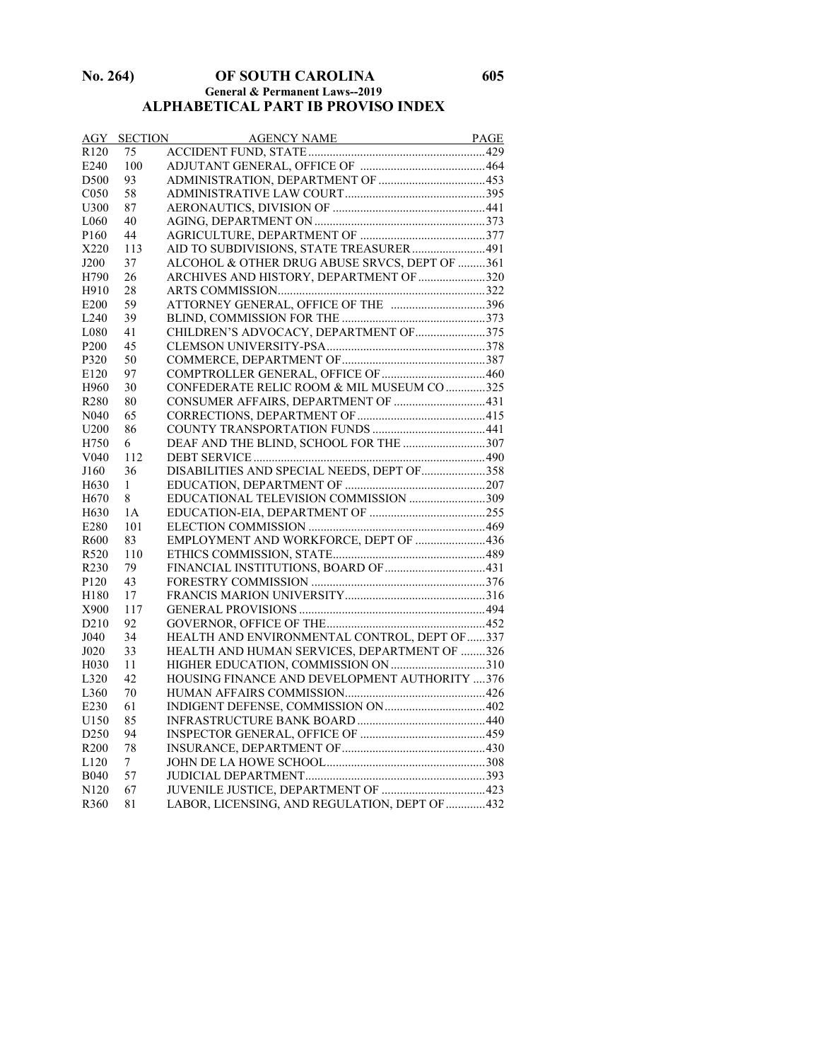## ALPHABETICAL PART IB PROVISO INDEX

| AGY | SECTION | AGENCY NAME | PAGE |
|---|---|---|---|
| R120 | 75 | ACCIDENT FUND, STATE | 429 |
| E240 | 100 | ADJUTANT GENERAL, OFFICE OF | 464 |
| D500 | 93 | ADMINISTRATION, DEPARTMENT OF | 453 |
| C050 | 58 | ADMINISTRATIVE LAW COURT | 395 |
| U300 | 87 | AERONAUTICS, DIVISION OF | 441 |
| L060 | 40 | AGING, DEPARTMENT ON | 373 |
| P160 | 44 | AGRICULTURE, DEPARTMENT OF | 377 |
| X220 | 113 | AID TO SUBDIVISIONS, STATE TREASURER | 491 |
| J200 | 37 | ALCOHOL & OTHER DRUG ABUSE SRVCS, DEPT OF | 361 |
| H790 | 26 | ARCHIVES AND HISTORY, DEPARTMENT OF | 320 |
| H910 | 28 | ARTS COMMISSION | 322 |
| E200 | 59 | ATTORNEY GENERAL, OFFICE OF THE | 396 |
| L240 | 39 | BLIND, COMMISSION FOR THE | 373 |
| L080 | 41 | CHILDREN'S ADVOCACY, DEPARTMENT OF | 375 |
| P200 | 45 | CLEMSON UNIVERSITY-PSA | 378 |
| P320 | 50 | COMMERCE, DEPARTMENT OF | 387 |
| E120 | 97 | COMPTROLLER GENERAL, OFFICE OF | 460 |
| H960 | 30 | CONFEDERATE RELIC ROOM & MIL MUSEUM CO | 325 |
| R280 | 80 | CONSUMER AFFAIRS, DEPARTMENT OF | 431 |
| N040 | 65 | CORRECTIONS, DEPARTMENT OF | 415 |
| U200 | 86 | COUNTY TRANSPORTATION FUNDS | 441 |
| H750 | 6 | DEAF AND THE BLIND, SCHOOL FOR THE | 307 |
| V040 | 112 | DEBT SERVICE | 490 |
| J160 | 36 | DISABILITIES AND SPECIAL NEEDS, DEPT OF | 358 |
| H630 | 1 | EDUCATION, DEPARTMENT OF | 207 |
| H670 | 8 | EDUCATIONAL TELEVISION COMMISSION | 309 |
| H630 | 1A | EDUCATION-EIA, DEPARTMENT OF | 255 |
| E280 | 101 | ELECTION COMMISSION | 469 |
| R600 | 83 | EMPLOYMENT AND WORKFORCE, DEPT OF | 436 |
| R520 | 110 | ETHICS COMMISSION, STATE | 489 |
| R230 | 79 | FINANCIAL INSTITUTIONS, BOARD OF | 431 |
| P120 | 43 | FORESTRY COMMISSION | 376 |
| H180 | 17 | FRANCIS MARION UNIVERSITY | 316 |
| X900 | 117 | GENERAL PROVISIONS | 494 |
| D210 | 92 | GOVERNOR, OFFICE OF THE | 452 |
| J040 | 34 | HEALTH AND ENVIRONMENTAL CONTROL, DEPT OF | 337 |
| J020 | 33 | HEALTH AND HUMAN SERVICES, DEPARTMENT OF | 326 |
| H030 | 11 | HIGHER EDUCATION, COMMISSION ON | 310 |
| L320 | 42 | HOUSING FINANCE AND DEVELOPMENT AUTHORITY | 376 |
| L360 | 70 | HUMAN AFFAIRS COMMISSION | 426 |
| E230 | 61 | INDIGENT DEFENSE, COMMISSION ON | 402 |
| U150 | 85 | INFRASTRUCTURE BANK BOARD | 440 |
| D250 | 94 | INSPECTOR GENERAL, OFFICE OF | 459 |
| R200 | 78 | INSURANCE, DEPARTMENT OF | 430 |
| L120 | 7 | JOHN DE LA HOWE SCHOOL | 308 |
| B040 | 57 | JUDICIAL DEPARTMENT | 393 |
| N120 | 67 | JUVENILE JUSTICE, DEPARTMENT OF | 423 |
| R360 | 81 | LABOR, LICENSING, AND REGULATION, DEPT OF | 432 |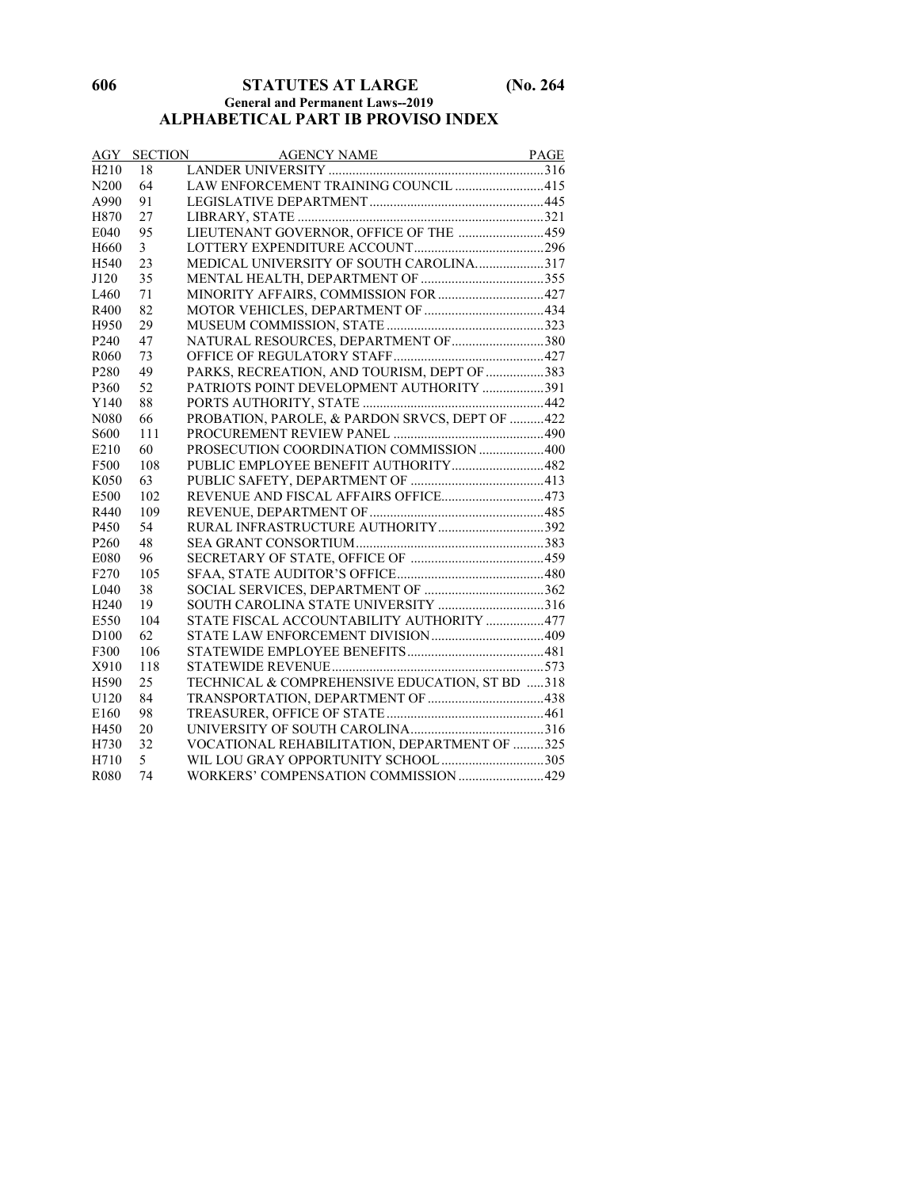## ALPHABETICAL PART IB PROVISO INDEX

| AGY | SECTION | AGENCY NAME | PAGE |
|---|---|---|---|
| H210 | 18 | LANDER UNIVERSITY | 316 |
| N200 | 64 | LAW ENFORCEMENT TRAINING COUNCIL | 415 |
| A990 | 91 | LEGISLATIVE DEPARTMENT | 445 |
| H870 | 27 | LIBRARY, STATE | 321 |
| E040 | 95 | LIEUTENANT GOVERNOR, OFFICE OF THE | 459 |
| H660 | 3 | LOTTERY EXPENDITURE ACCOUNT | 296 |
| H540 | 23 | MEDICAL UNIVERSITY OF SOUTH CAROLINA | 317 |
| J120 | 35 | MENTAL HEALTH, DEPARTMENT OF | 355 |
| L460 | 71 | MINORITY AFFAIRS, COMMISSION FOR | 427 |
| R400 | 82 | MOTOR VEHICLES, DEPARTMENT OF | 434 |
| H950 | 29 | MUSEUM COMMISSION, STATE | 323 |
| P240 | 47 | NATURAL RESOURCES, DEPARTMENT OF | 380 |
| R060 | 73 | OFFICE OF REGULATORY STAFF | 427 |
| P280 | 49 | PARKS, RECREATION, AND TOURISM, DEPT OF | 383 |
| P360 | 52 | PATRIOTS POINT DEVELOPMENT AUTHORITY | 391 |
| Y140 | 88 | PORTS AUTHORITY, STATE | 442 |
| N080 | 66 | PROBATION, PAROLE, & PARDON SRVCS, DEPT OF | 422 |
| S600 | 111 | PROCUREMENT REVIEW PANEL | 490 |
| E210 | 60 | PROSECUTION COORDINATION COMMISSION | 400 |
| F500 | 108 | PUBLIC EMPLOYEE BENEFIT AUTHORITY | 482 |
| K050 | 63 | PUBLIC SAFETY, DEPARTMENT OF | 413 |
| E500 | 102 | REVENUE AND FISCAL AFFAIRS OFFICE | 473 |
| R440 | 109 | REVENUE, DEPARTMENT OF | 485 |
| P450 | 54 | RURAL INFRASTRUCTURE AUTHORITY | 392 |
| P260 | 48 | SEA GRANT CONSORTIUM | 383 |
| E080 | 96 | SECRETARY OF STATE, OFFICE OF | 459 |
| F270 | 105 | SFAA, STATE AUDITOR'S OFFICE | 480 |
| L040 | 38 | SOCIAL SERVICES, DEPARTMENT OF | 362 |
| H240 | 19 | SOUTH CAROLINA STATE UNIVERSITY | 316 |
| E550 | 104 | STATE FISCAL ACCOUNTABILITY AUTHORITY | 477 |
| D100 | 62 | STATE LAW ENFORCEMENT DIVISION | 409 |
| F300 | 106 | STATEWIDE EMPLOYEE BENEFITS | 481 |
| X910 | 118 | STATEWIDE REVENUE | 573 |
| H590 | 25 | TECHNICAL & COMPREHENSIVE EDUCATION, ST BD | 318 |
| U120 | 84 | TRANSPORTATION, DEPARTMENT OF | 438 |
| E160 | 98 | TREASURER, OFFICE OF STATE | 461 |
| H450 | 20 | UNIVERSITY OF SOUTH CAROLINA | 316 |
| H730 | 32 | VOCATIONAL REHABILITATION, DEPARTMENT OF | 325 |
| H710 | 5 | WIL LOU GRAY OPPORTUNITY SCHOOL | 305 |
| R080 | 74 | WORKERS' COMPENSATION COMMISSION | 429 |